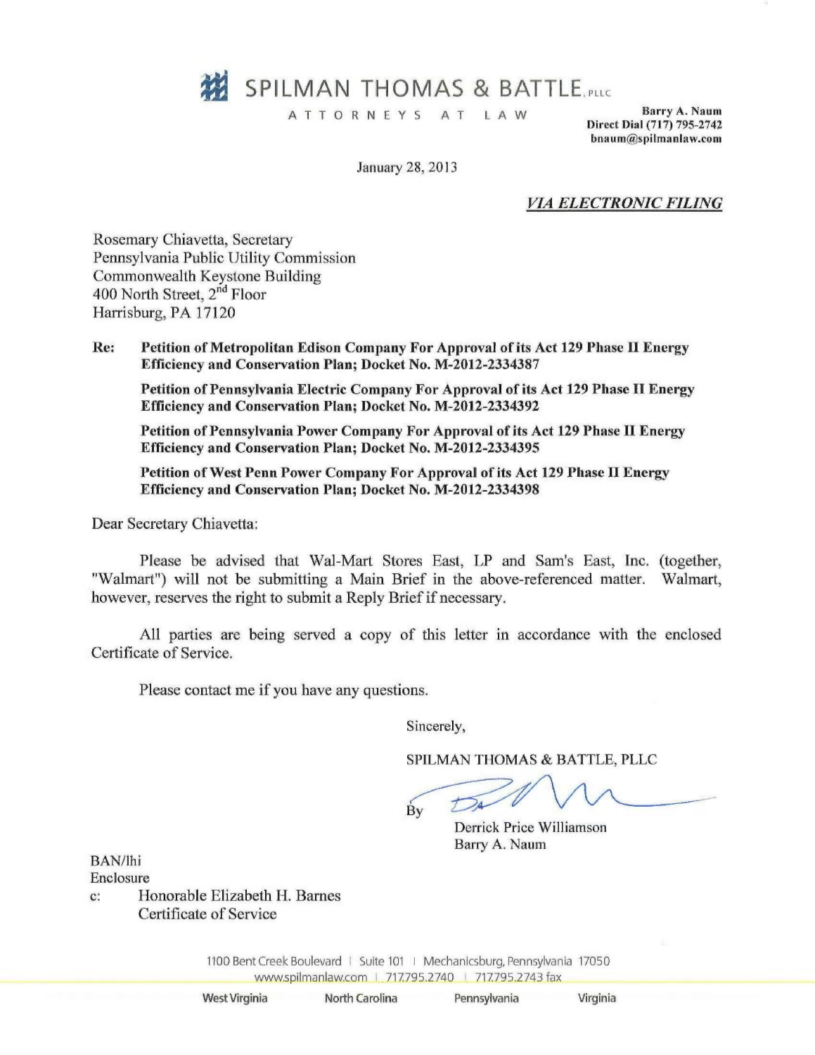# SPILMAN THOMAS & BATTLE, PLLC

ATTORNEYS AT LAW

Barry A. Naum
Direct Dial (717) 795-2742
bnaum@spilmanlaw.com

January 28, 2013

***VIA ELECTRONIC FILING***

Rosemary Chiavetta, Secretary
Pennsylvania Public Utility Commission
Commonwealth Keystone Building
400 North Street, 2nd Floor
Harrisburg, PA 17120

**Re: Petition of Metropolitan Edison Company For Approval of its Act 129 Phase II Energy Efficiency and Conservation Plan; Docket No. M-2012-2334387**

**Petition of Pennsylvania Electric Company For Approval of its Act 129 Phase II Energy Efficiency and Conservation Plan; Docket No. M-2012-2334392**

**Petition of Pennsylvania Power Company For Approval of its Act 129 Phase II Energy Efficiency and Conservation Plan; Docket No. M-2012-2334395**

**Petition of West Penn Power Company For Approval of its Act 129 Phase II Energy Efficiency and Conservation Plan; Docket No. M-2012-2334398**

Dear Secretary Chiavetta:

Please be advised that Wal-Mart Stores East, LP and Sam's East, Inc. (together, "Walmart") will not be submitting a Main Brief in the above-referenced matter. Walmart, however, reserves the right to submit a Reply Brief if necessary.

All parties are being served a copy of this letter in accordance with the enclosed Certificate of Service.

Please contact me if you have any questions.

Sincerely,

SPILMAN THOMAS & BATTLE, PLLC

By

Derrick Price Williamson
Barry A. Naum

BAN/lhi
Enclosure
c: Honorable Elizabeth H. Barnes
Certificate of Service

1100 Bent Creek Boulevard | Suite 101 | Mechanicsburg, Pennsylvania 17050
www.spilmanlaw.com | 717.795.2740 | 717.795.2743 fax

West Virginia North Carolina Pennsylvania Virginia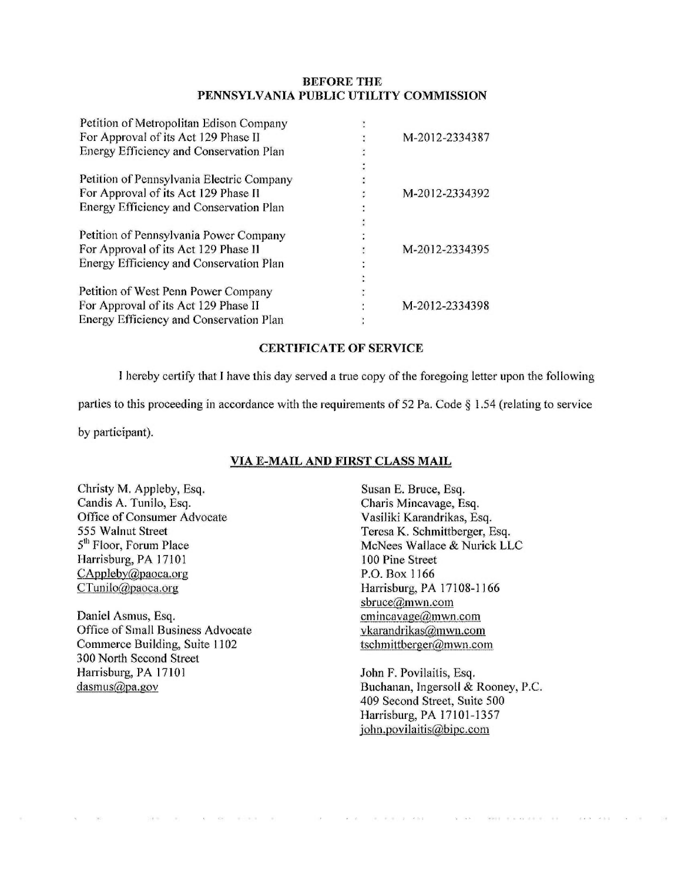**BEFORE THE**
**PENNSYLVANIA PUBLIC UTILITY COMMISSION**

| | | |
|---|---|---|
| Petition of Metropolitan Edison Company For Approval of its Act 129 Phase II Energy Efficiency and Conservation Plan | : | M-2012-2334387 |
| Petition of Pennsylvania Electric Company For Approval of its Act 129 Phase II Energy Efficiency and Conservation Plan | : | M-2012-2334392 |
| Petition of Pennsylvania Power Company For Approval of its Act 129 Phase II Energy Efficiency and Conservation Plan | : | M-2012-2334395 |
| Petition of West Penn Power Company For Approval of its Act 129 Phase II Energy Efficiency and Conservation Plan | : | M-2012-2334398 |

**CERTIFICATE OF SERVICE**

I hereby certify that I have this day served a true copy of the foregoing letter upon the following parties to this proceeding in accordance with the requirements of 52 Pa. Code § 1.54 (relating to service by participant).

**VIA E-MAIL AND FIRST CLASS MAIL**

Christy M. Appleby, Esq.
Candis A. Tunilo, Esq.
Office of Consumer Advocate
555 Walnut Street
5th Floor, Forum Place
Harrisburg, PA 17101
CAppleby@paoca.org
CTunilo@paoca.org

Daniel Asmus, Esq.
Office of Small Business Advocate
Commerce Building, Suite 1102
300 North Second Street
Harrisburg, PA 17101
dasmus@pa.gov

Susan E. Bruce, Esq.
Charis Mincavage, Esq.
Vasiliki Karandrikas, Esq.
Teresa K. Schmittberger, Esq.
McNees Wallace & Nurick LLC
100 Pine Street
P.O. Box 1166
Harrisburg, PA 17108-1166
sbruce@mwn.com
cmincavage@mwn.com
vkarandrikas@mwn.com
tschmittberger@mwn.com

John F. Povilaitis, Esq.
Buchanan, Ingersoll & Rooney, P.C.
409 Second Street, Suite 500
Harrisburg, PA 17101-1357
john.povilaitis@bipc.com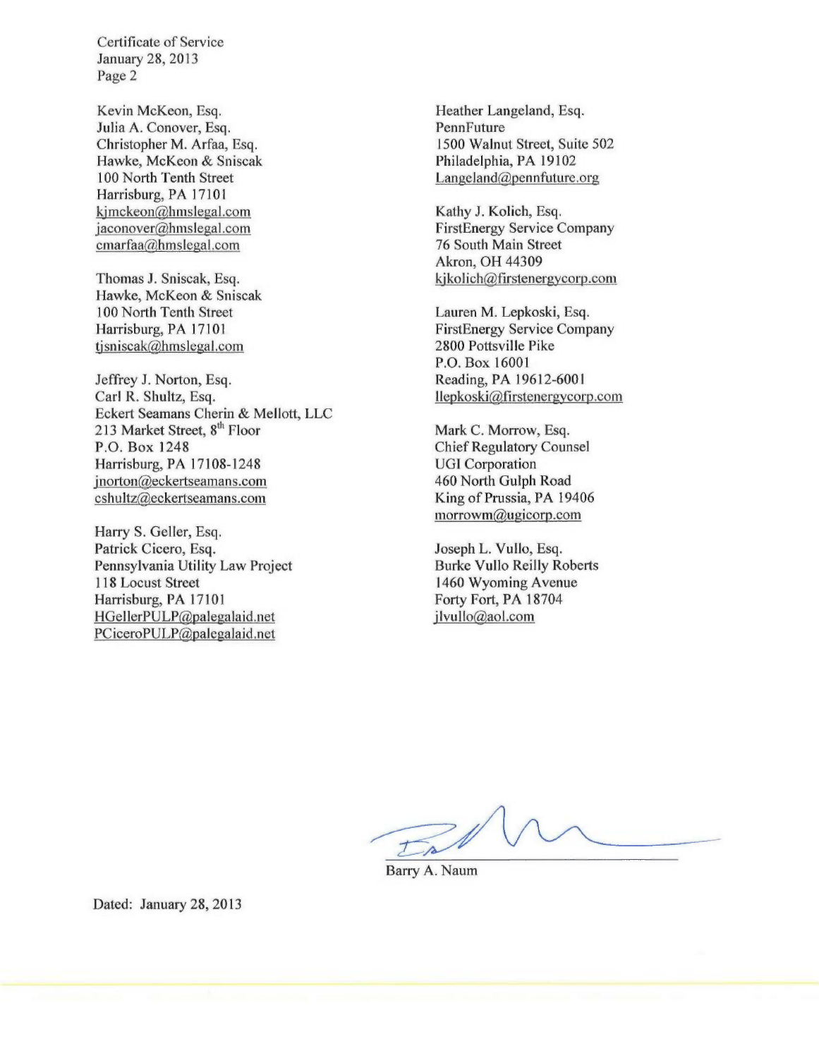Certificate of Service
January 28, 2013
Page 2

Kevin McKeon, Esq.
Julia A. Conover, Esq.
Christopher M. Arfaa, Esq.
Hawke, McKeon & Sniscak
100 North Tenth Street
Harrisburg, PA 17101
kjmckeon@hmslegal.com
jaconover@hmslegal.com
cmarfaa@hmslegal.com

Thomas J. Sniscak, Esq.
Hawke, McKeon & Sniscak
100 North Tenth Street
Harrisburg, PA 17101
tjsniscak@hmslegal.com

Jeffrey J. Norton, Esq.
Carl R. Shultz, Esq.
Eckert Seamans Cherin & Mellott, LLC
213 Market Street, 8th Floor
P.O. Box 1248
Harrisburg, PA 17108-1248
jnorton@eckertseamans.com
cshultz@eckertseamans.com

Harry S. Geller, Esq.
Patrick Cicero, Esq.
Pennsylvania Utility Law Project
118 Locust Street
Harrisburg, PA 17101
HGellerPULP@palegalaid.net
PCiceroPULP@palegalaid.net

Heather Langeland, Esq.
PennFuture
1500 Walnut Street, Suite 502
Philadelphia, PA 19102
Langeland@pennfuture.org

Kathy J. Kolich, Esq.
FirstEnergy Service Company
76 South Main Street
Akron, OH 44309
kjkolich@firstenergycorp.com

Lauren M. Lepkoski, Esq.
FirstEnergy Service Company
2800 Pottsville Pike
P.O. Box 16001
Reading, PA 19612-6001
llepkoski@firstenergycorp.com

Mark C. Morrow, Esq.
Chief Regulatory Counsel
UGI Corporation
460 North Gulph Road
King of Prussia, PA 19406
morrowm@ugicorp.com

Joseph L. Vullo, Esq.
Burke Vullo Reilly Roberts
1460 Wyoming Avenue
Forty Fort, PA 18704
jlvullo@aol.com

Barry A. Naum

Dated: January 28, 2013